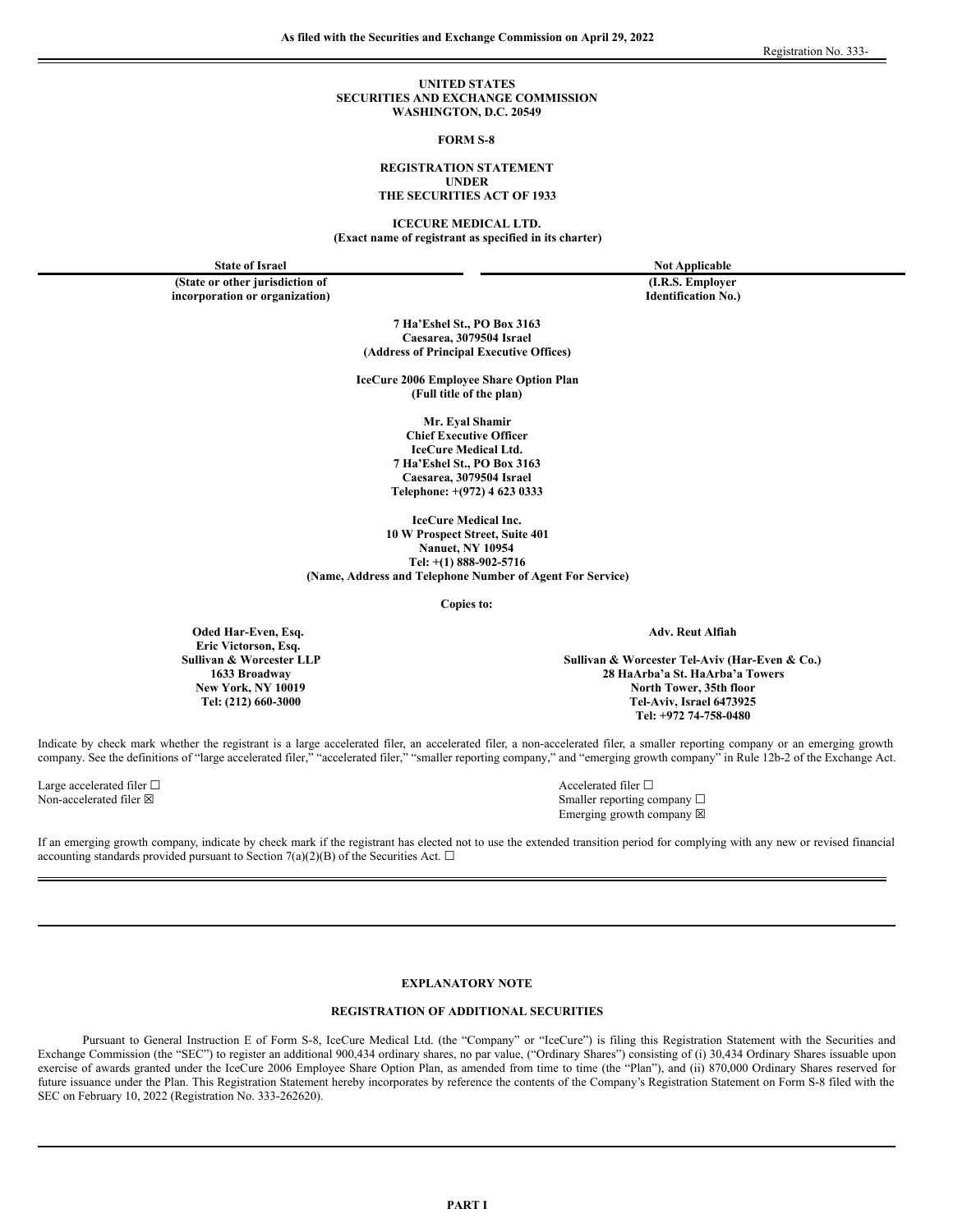As filed with the Securities and Exchange Commission on April 29, 2022

Registration No. 333-

**UNITED STATES**
**SECURITIES AND EXCHANGE COMMISSION**
**WASHINGTON, D.C. 20549**

**FORM S-8**

**REGISTRATION STATEMENT**
**UNDER**
**THE SECURITIES ACT OF 1933**

**ICECURE MEDICAL LTD.**
**(Exact name of registrant as specified in its charter)**

| **State of Israel** | **Not Applicable** |
|---|---|
| **(State or other jurisdiction of incorporation or organization)** | **(I.R.S. Employer Identification No.)** |

**7 Ha'Eshel St., PO Box 3163**
**Caesarea, 3079504 Israel**
**(Address of Principal Executive Offices)**

**IceCure 2006 Employee Share Option Plan**
**(Full title of the plan)**

**Mr. Eyal Shamir**
**Chief Executive Officer**
**IceCure Medical Ltd.**
**7 Ha'Eshel St., PO Box 3163**
**Caesarea, 3079504 Israel**
**Telephone: +(972) 4 623 0333**

**IceCure Medical Inc.**
**10 W Prospect Street, Suite 401**
**Nanuet, NY 10954**
**Tel: +(1) 888-902-5716**
**(Name, Address and Telephone Number of Agent For Service)**

**Copies to:**

| **Oded Har-Even, Esq.**<br>**Eric Victorson, Esq.**<br>**Sullivan & Worcester LLP**<br>**1633 Broadway**<br>**New York, NY 10019**<br>**Tel: (212) 660-3000** | **Adv. Reut Alfiah**<br>**Sullivan & Worcester Tel-Aviv (Har-Even & Co.)**<br>**28 HaArba'a St. HaArba'a Towers**<br>**North Tower, 35th floor**<br>**Tel-Aviv, Israel 6473925**<br>**Tel: +972 74-758-0480** |
|---|---|

Indicate by check mark whether the registrant is a large accelerated filer, an accelerated filer, a non-accelerated filer, a smaller reporting company or an emerging growth company. See the definitions of "large accelerated filer," "accelerated filer," "smaller reporting company," and "emerging growth company" in Rule 12b-2 of the Exchange Act.

| | |
|---|---|
| Large accelerated filer ☐ | Accelerated filer ☐ |
| Non-accelerated filer ☒ | Smaller reporting company ☐ |
| | Emerging growth company ☒ |

If an emerging growth company, indicate by check mark if the registrant has elected not to use the extended transition period for complying with any new or revised financial accounting standards provided pursuant to Section 7(a)(2)(B) of the Securities Act. ☐

**EXPLANATORY NOTE**

**REGISTRATION OF ADDITIONAL SECURITIES**

Pursuant to General Instruction E of Form S-8, IceCure Medical Ltd. (the "Company" or "IceCure") is filing this Registration Statement with the Securities and Exchange Commission (the "SEC") to register an additional 900,434 ordinary shares, no par value, ("Ordinary Shares") consisting of (i) 30,434 Ordinary Shares issuable upon exercise of awards granted under the IceCure 2006 Employee Share Option Plan, as amended from time to time (the "Plan"), and (ii) 870,000 Ordinary Shares reserved for future issuance under the Plan. This Registration Statement hereby incorporates by reference the contents of the Company's Registration Statement on Form S-8 filed with the SEC on February 10, 2022 (Registration No. 333-262620).

**PART I**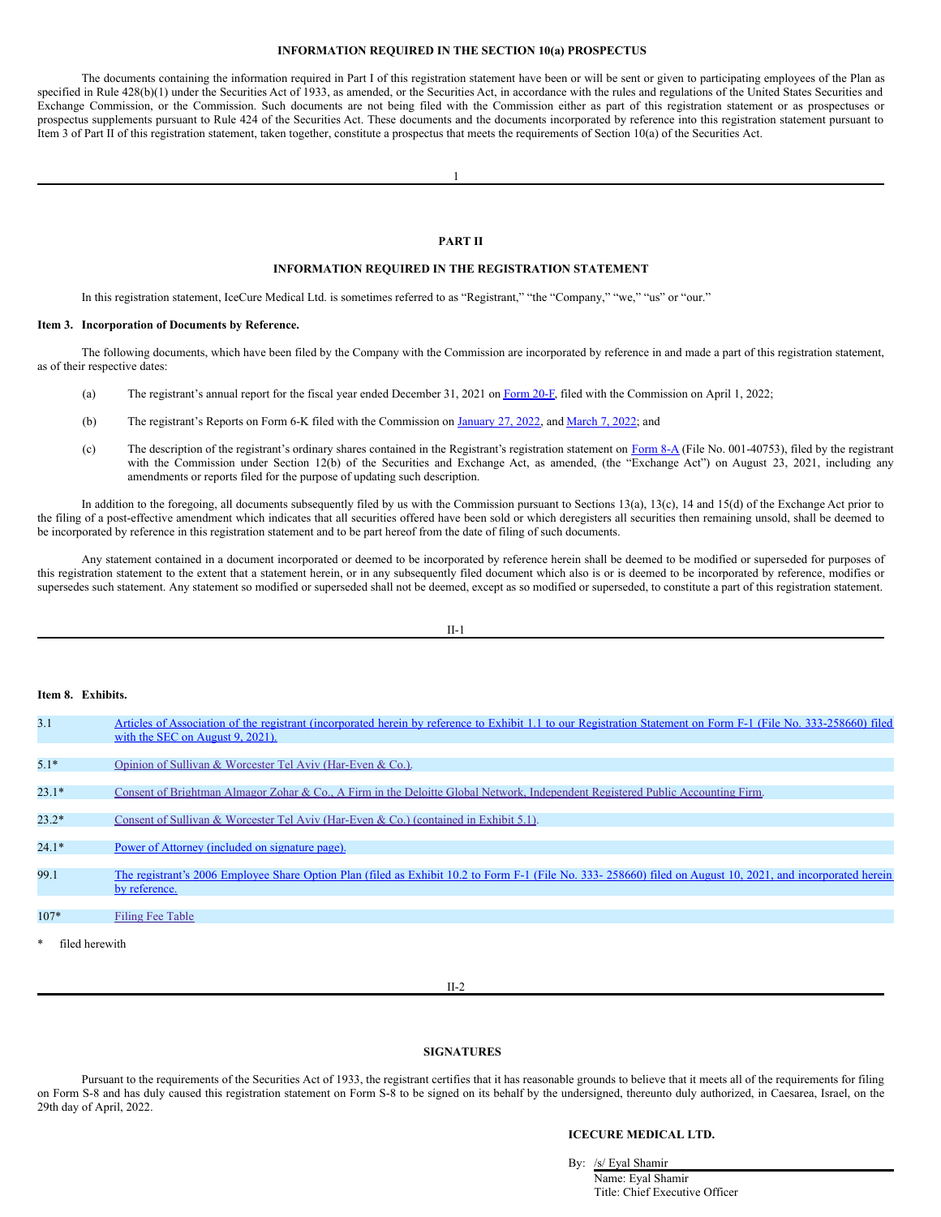**INFORMATION REQUIRED IN THE SECTION 10(a) PROSPECTUS**

The documents containing the information required in Part I of this registration statement have been or will be sent or given to participating employees of the Plan as specified in Rule 428(b)(1) under the Securities Act of 1933, as amended, or the Securities Act, in accordance with the rules and regulations of the United States Securities and Exchange Commission, or the Commission. Such documents are not being filed with the Commission either as part of this registration statement or as prospectuses or prospectus supplements pursuant to Rule 424 of the Securities Act. These documents and the documents incorporated by reference into this registration statement pursuant to Item 3 of Part II of this registration statement, taken together, constitute a prospectus that meets the requirements of Section 10(a) of the Securities Act.

**PART II**

**INFORMATION REQUIRED IN THE REGISTRATION STATEMENT**

In this registration statement, IceCure Medical Ltd. is sometimes referred to as "Registrant," "the "Company," "we," "us" or "our."

**Item 3. Incorporation of Documents by Reference.**

The following documents, which have been filed by the Company with the Commission are incorporated by reference in and made a part of this registration statement, as of their respective dates:

(a) The registrant's annual report for the fiscal year ended December 31, 2021 on Form 20-F, filed with the Commission on April 1, 2022;

(b) The registrant's Reports on Form 6-K filed with the Commission on January 27, 2022, and March 7, 2022; and

(c) The description of the registrant's ordinary shares contained in the Registrant's registration statement on Form 8-A (File No. 001-40753), filed by the registrant with the Commission under Section 12(b) of the Securities and Exchange Act, as amended, (the "Exchange Act") on August 23, 2021, including any amendments or reports filed for the purpose of updating such description.

In addition to the foregoing, all documents subsequently filed by us with the Commission pursuant to Sections 13(a), 13(c), 14 and 15(d) of the Exchange Act prior to the filing of a post-effective amendment which indicates that all securities offered have been sold or which deregisters all securities then remaining unsold, shall be deemed to be incorporated by reference in this registration statement and to be part hereof from the date of filing of such documents.

Any statement contained in a document incorporated or deemed to be incorporated by reference herein shall be deemed to be modified or superseded for purposes of this registration statement to the extent that a statement herein, or in any subsequently filed document which also is or is deemed to be incorporated by reference, modifies or supersedes such statement. Any statement so modified or superseded shall not be deemed, except as so modified or superseded, to constitute a part of this registration statement.

**Item 8. Exhibits.**

| | |
|---|---|
| 3.1 | Articles of Association of the registrant (incorporated herein by reference to Exhibit 1.1 to our Registration Statement on Form F-1 (File No. 333-258660) filed with the SEC on August 9, 2021). |
| 5.1* | Opinion of Sullivan & Worcester Tel Aviv (Har-Even & Co.). |
| 23.1* | Consent of Brightman Almagor Zohar & Co., A Firm in the Deloitte Global Network, Independent Registered Public Accounting Firm. |
| 23.2* | Consent of Sullivan & Worcester Tel Aviv (Har-Even & Co.) (contained in Exhibit 5.1). |
| 24.1* | Power of Attorney (included on signature page). |
| 99.1 | The registrant's 2006 Employee Share Option Plan (filed as Exhibit 10.2 to Form F-1 (File No. 333- 258660) filed on August 10, 2021, and incorporated herein by reference. |
| 107* | Filing Fee Table |

\* filed herewith

**SIGNATURES**

Pursuant to the requirements of the Securities Act of 1933, the registrant certifies that it has reasonable grounds to believe that it meets all of the requirements for filing on Form S-8 and has duly caused this registration statement on Form S-8 to be signed on its behalf by the undersigned, thereunto duly authorized, in Caesarea, Israel, on the 29th day of April, 2022.

**ICECURE MEDICAL LTD.**

By: /s/ Eyal Shamir
Name: Eyal Shamir
Title: Chief Executive Officer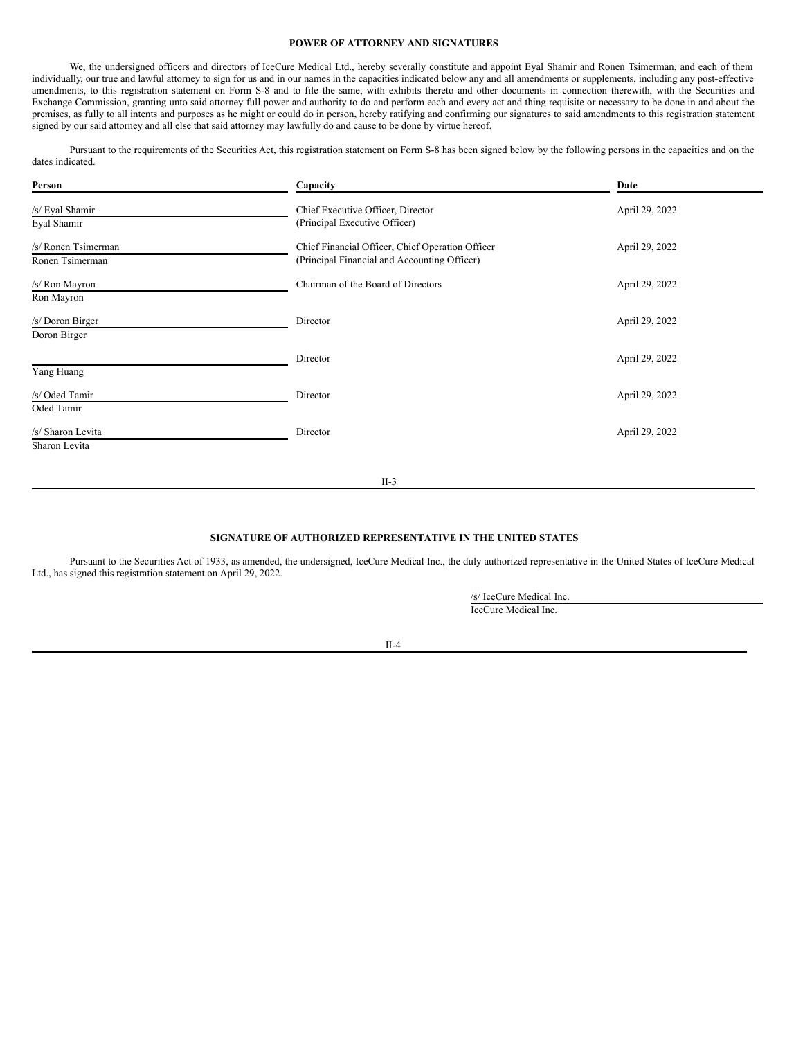**POWER OF ATTORNEY AND SIGNATURES**

We, the undersigned officers and directors of IceCure Medical Ltd., hereby severally constitute and appoint Eyal Shamir and Ronen Tsimerman, and each of them individually, our true and lawful attorney to sign for us and in our names in the capacities indicated below any and all amendments or supplements, including any post-effective amendments, to this registration statement on Form S-8 and to file the same, with exhibits thereto and other documents in connection therewith, with the Securities and Exchange Commission, granting unto said attorney full power and authority to do and perform each and every act and thing requisite or necessary to be done in and about the premises, as fully to all intents and purposes as he might or could do in person, hereby ratifying and confirming our signatures to said amendments to this registration statement signed by our said attorney and all else that said attorney may lawfully do and cause to be done by virtue hereof.

Pursuant to the requirements of the Securities Act, this registration statement on Form S-8 has been signed below by the following persons in the capacities and on the dates indicated.

| Person | Capacity | Date |
| --- | --- | --- |
| /s/ Eyal Shamir<br>Eyal Shamir | Chief Executive Officer, Director<br>(Principal Executive Officer) | April 29, 2022 |
| /s/ Ronen Tsimerman<br>Ronen Tsimerman | Chief Financial Officer, Chief Operation Officer<br>(Principal Financial and Accounting Officer) | April 29, 2022 |
| /s/ Ron Mayron<br>Ron Mayron | Chairman of the Board of Directors | April 29, 2022 |
| /s/ Doron Birger<br>Doron Birger | Director | April 29, 2022 |
| Yang Huang | Director | April 29, 2022 |
| /s/ Oded Tamir<br>Oded Tamir | Director | April 29, 2022 |
| /s/ Sharon Levita<br>Sharon Levita | Director | April 29, 2022 |

**SIGNATURE OF AUTHORIZED REPRESENTATIVE IN THE UNITED STATES**

Pursuant to the Securities Act of 1933, as amended, the undersigned, IceCure Medical Inc., the duly authorized representative in the United States of IceCure Medical Ltd., has signed this registration statement on April 29, 2022.

/s/ IceCure Medical Inc.
IceCure Medical Inc.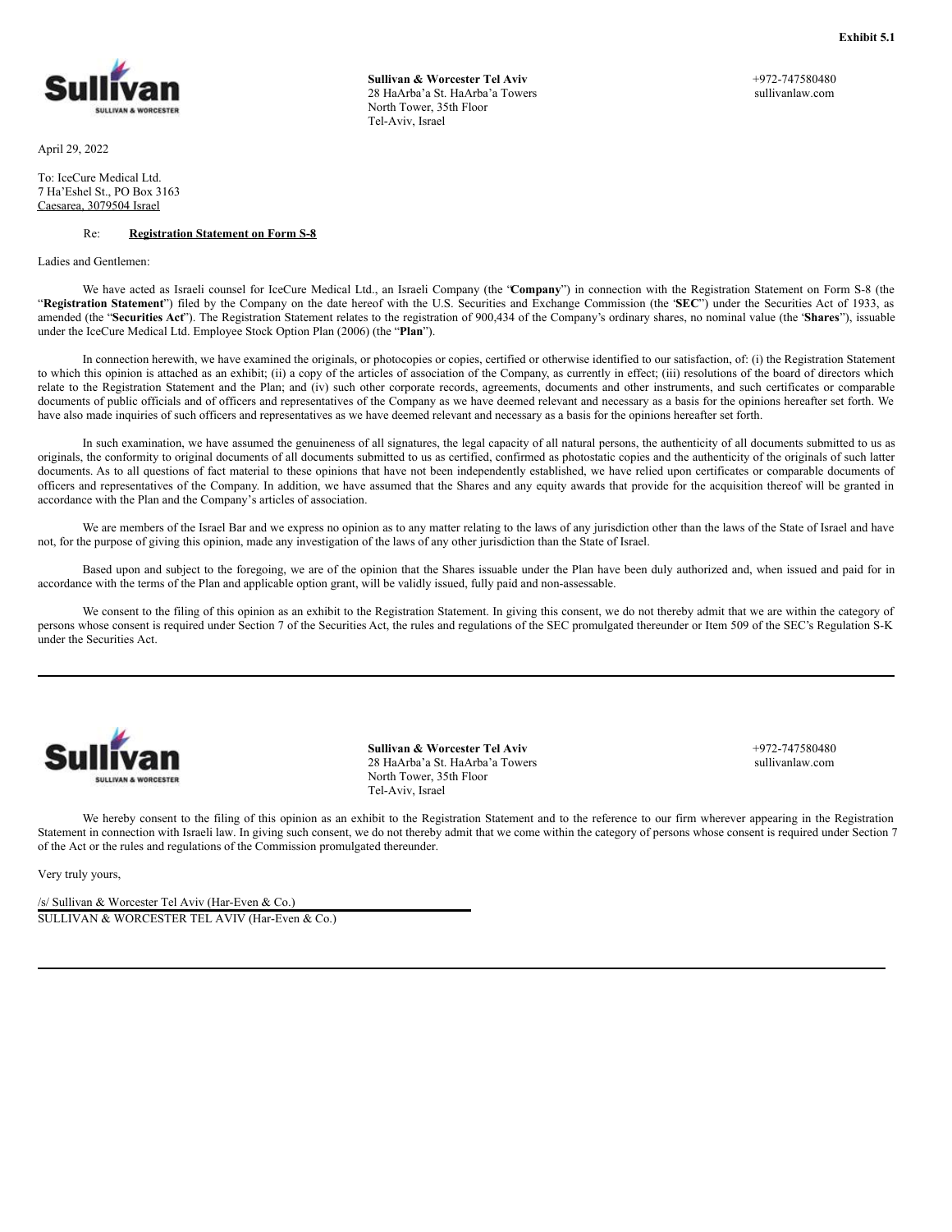**Exhibit 5.1**

**Sullivan & Worcester Tel Aviv**
28 HaArba'a St. HaArba'a Towers
North Tower, 35th Floor
Tel-Aviv, Israel

+972-747580480
sullivanlaw.com

April 29, 2022

To: IceCure Medical Ltd.
7 Ha'Eshel St., PO Box 3163
Caesarea, 3079504 Israel

Re: **Registration Statement on Form S-8**

Ladies and Gentlemen:

We have acted as Israeli counsel for IceCure Medical Ltd., an Israeli Company (the "**Company**") in connection with the Registration Statement on Form S-8 (the "**Registration Statement**") filed by the Company on the date hereof with the U.S. Securities and Exchange Commission (the '**SEC**") under the Securities Act of 1933, as amended (the "**Securities Act**"). The Registration Statement relates to the registration of 900,434 of the Company's ordinary shares, no nominal value (the '**Shares**"), issuable under the IceCure Medical Ltd. Employee Stock Option Plan (2006) (the "**Plan**").

In connection herewith, we have examined the originals, or photocopies or copies, certified or otherwise identified to our satisfaction, of: (i) the Registration Statement to which this opinion is attached as an exhibit; (ii) a copy of the articles of association of the Company, as currently in effect; (iii) resolutions of the board of directors which relate to the Registration Statement and the Plan; and (iv) such other corporate records, agreements, documents and other instruments, and such certificates or comparable documents of public officials and of officers and representatives of the Company as we have deemed relevant and necessary as a basis for the opinions hereafter set forth. We have also made inquiries of such officers and representatives as we have deemed relevant and necessary as a basis for the opinions hereafter set forth.

In such examination, we have assumed the genuineness of all signatures, the legal capacity of all natural persons, the authenticity of all documents submitted to us as originals, the conformity to original documents of all documents submitted to us as certified, confirmed as photostatic copies and the authenticity of the originals of such latter documents. As to all questions of fact material to these opinions that have not been independently established, we have relied upon certificates or comparable documents of officers and representatives of the Company. In addition, we have assumed that the Shares and any equity awards that provide for the acquisition thereof will be granted in accordance with the Plan and the Company's articles of association.

We are members of the Israel Bar and we express no opinion as to any matter relating to the laws of any jurisdiction other than the laws of the State of Israel and have not, for the purpose of giving this opinion, made any investigation of the laws of any other jurisdiction than the State of Israel.

Based upon and subject to the foregoing, we are of the opinion that the Shares issuable under the Plan have been duly authorized and, when issued and paid for in accordance with the terms of the Plan and applicable option grant, will be validly issued, fully paid and non-assessable.

We consent to the filing of this opinion as an exhibit to the Registration Statement. In giving this consent, we do not thereby admit that we are within the category of persons whose consent is required under Section 7 of the Securities Act, the rules and regulations of the SEC promulgated thereunder or Item 509 of the SEC's Regulation S-K under the Securities Act.

---

**Sullivan & Worcester Tel Aviv**
28 HaArba'a St. HaArba'a Towers
North Tower, 35th Floor
Tel-Aviv, Israel

+972-747580480
sullivanlaw.com

We hereby consent to the filing of this opinion as an exhibit to the Registration Statement and to the reference to our firm wherever appearing in the Registration Statement in connection with Israeli law. In giving such consent, we do not thereby admit that we come within the category of persons whose consent is required under Section 7 of the Act or the rules and regulations of the Commission promulgated thereunder.

Very truly yours,

/s/ Sullivan & Worcester Tel Aviv (Har-Even & Co.)
SULLIVAN & WORCESTER TEL AVIV (Har-Even & Co.)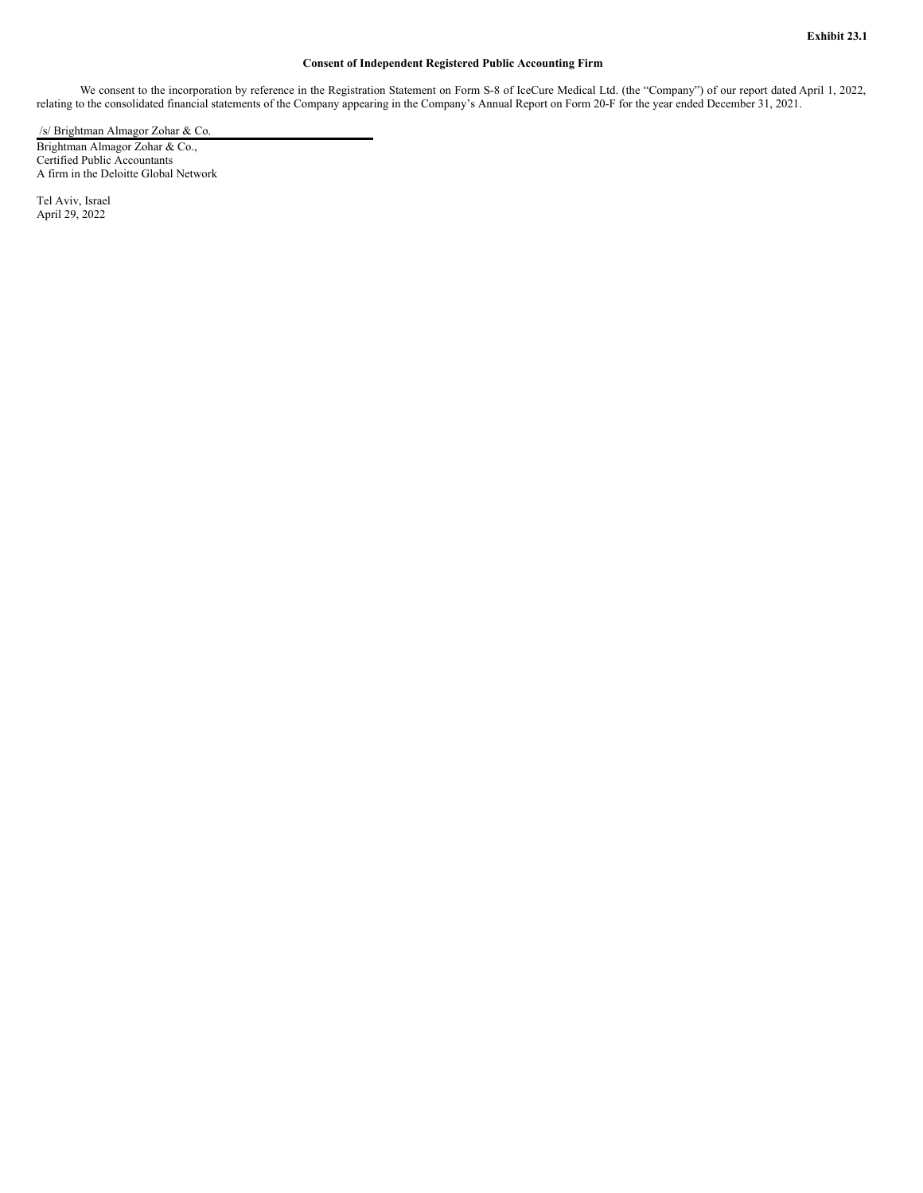**Exhibit 23.1**

**Consent of Independent Registered Public Accounting Firm**

We consent to the incorporation by reference in the Registration Statement on Form S-8 of IceCure Medical Ltd. (the "Company") of our report dated April 1, 2022, relating to the consolidated financial statements of the Company appearing in the Company's Annual Report on Form 20-F for the year ended December 31, 2021.

/s/ Brightman Almagor Zohar & Co.

Brightman Almagor Zohar & Co.,
Certified Public Accountants
A firm in the Deloitte Global Network

Tel Aviv, Israel
April 29, 2022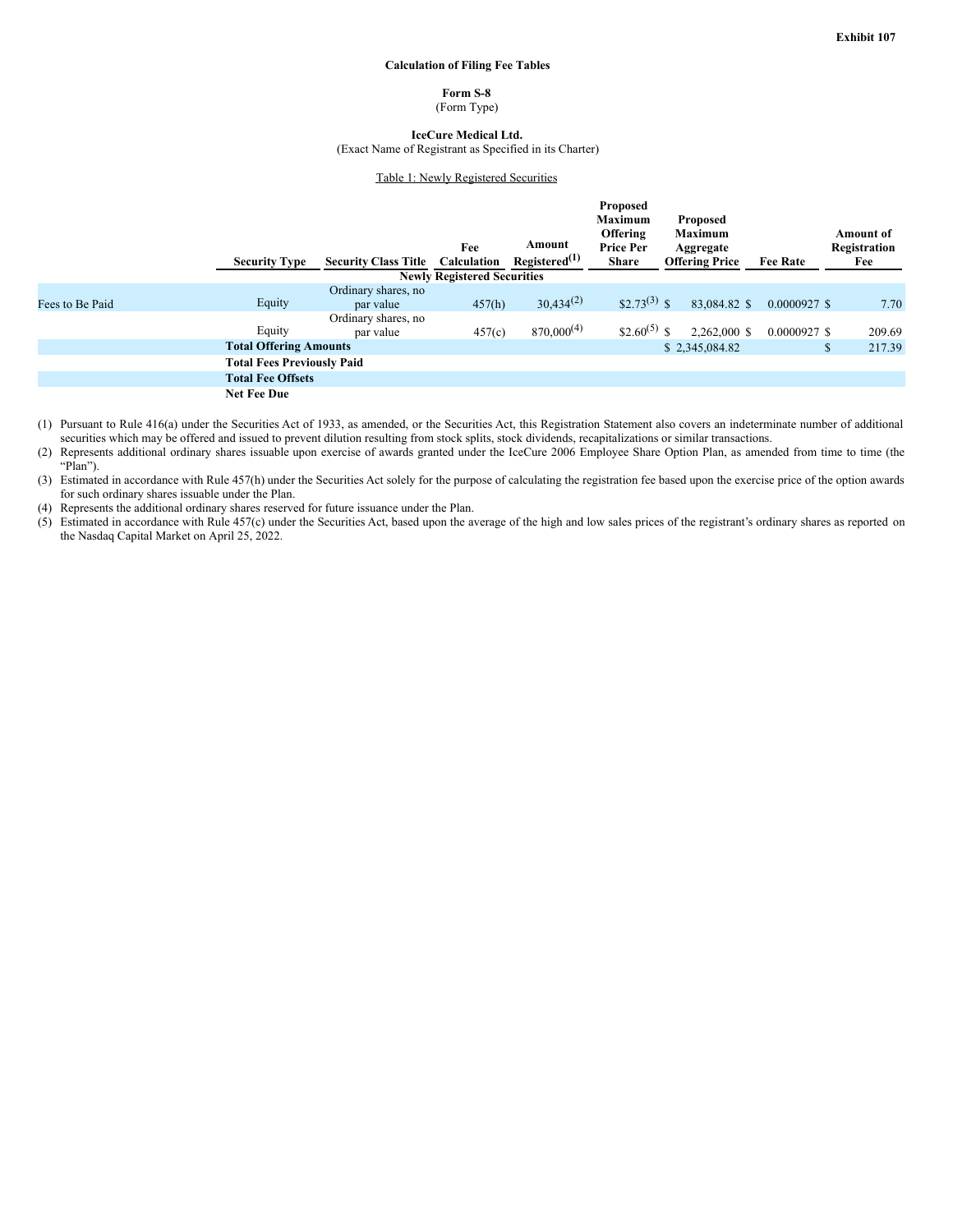**Exhibit 107**

**Calculation of Filing Fee Tables**

**Form S-8**
(Form Type)

**IceCure Medical Ltd.**
(Exact Name of Registrant as Specified in its Charter)

Table 1: Newly Registered Securities

| | Security Type | Security Class Title | Fee Calculation | Amount Registered[(1)] | Proposed Maximum Offering Price Per Share | Proposed Maximum Aggregate Offering Price | Fee Rate | Amount of Registration Fee |
|---|---|---|---|---|---|---|---|---|
| | | | **Newly Registered Securities** | | | | | |
| Fees to Be Paid | Equity | Ordinary shares, no par value | 457(h) | 30,434[(2)] | $2.73[(3)] | $ 83,084.82 | 0.0000927 | $ 7.70 |
| | Equity | Ordinary shares, no par value | 457(c) | 870,000[(4)] | $2.60[(5)] | $ 2,262,000 | 0.0000927 | $ 209.69 |
| | **Total Offering Amounts** | | | | | $ 2,345,084.82 | | $ 217.39 |
| | **Total Fees Previously Paid** | | | | | | | |
| | **Total Fee Offsets** | | | | | | | |
| | **Net Fee Due** | | | | | | | |

(1) Pursuant to Rule 416(a) under the Securities Act of 1933, as amended, or the Securities Act, this Registration Statement also covers an indeterminate number of additional securities which may be offered and issued to prevent dilution resulting from stock splits, stock dividends, recapitalizations or similar transactions.

(2) Represents additional ordinary shares issuable upon exercise of awards granted under the IceCure 2006 Employee Share Option Plan, as amended from time to time (the "Plan").

(3) Estimated in accordance with Rule 457(h) under the Securities Act solely for the purpose of calculating the registration fee based upon the exercise price of the option awards for such ordinary shares issuable under the Plan.

(4) Represents the additional ordinary shares reserved for future issuance under the Plan.

(5) Estimated in accordance with Rule 457(c) under the Securities Act, based upon the average of the high and low sales prices of the registrant's ordinary shares as reported on the Nasdaq Capital Market on April 25, 2022.